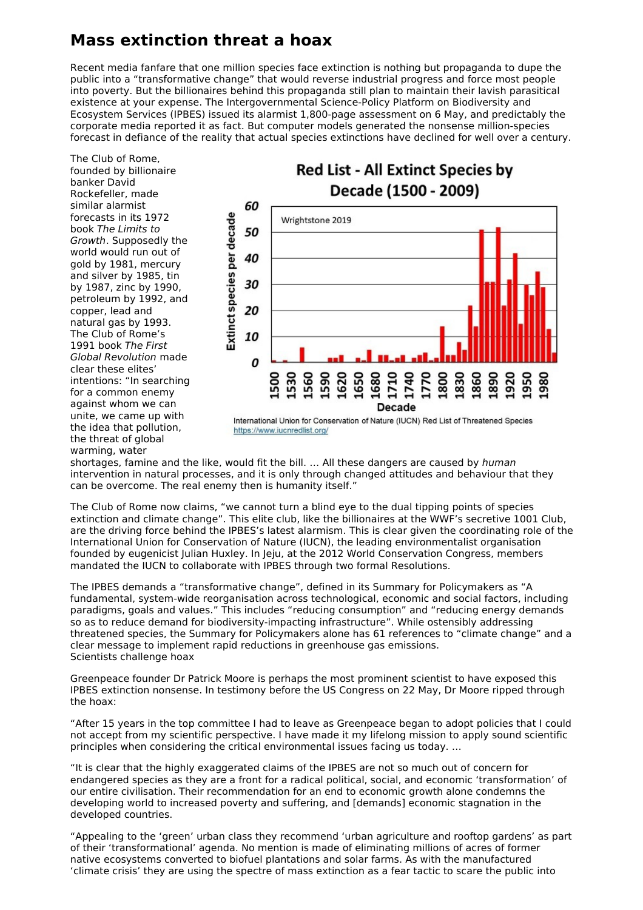# Mass extinction threat a hoax

Recent media fanfare that one million species face extinction is nothing but propaganda to dupe the public into a "transformative change" that would reverse industrial progress and force most people into poverty. But the billionaires behind this propaganda still plan to maintain their lavish parasitical existence at your expense. The Intergovernmental Science-Policy Platform on Biodiversity and Ecosystem Services (IPBES) issued its alarmist 1,800-page assessment on 6 May, and predictably the corporate media reported it as fact. But computer models generated the nonsense million-species forecast in defiance of the reality that actual species extinctions have declined for well over a century.

Red List - All Extinct Species by Decade (1500 - 2009)

Wrightstone 2019

Extinct species per decade

0
10
20
30
40
50
60

1500
1530
1560
1590
1620
1650
1680
1710
1740
1770
1800
1830
1860
1890
1920
1950
1980

Decade

International Union for Conservation of Nature (IUCN) Red List of Threatened Species
https://www.iucnredlist.org/

The Club of Rome, founded by billionaire banker David Rockefeller, made similar alarmist forecasts in its 1972 book *The Limits to Growth*. Supposedly the world would run out of gold by 1981, mercury and silver by 1985, tin by 1987, zinc by 1990, petroleum by 1992, and copper, lead and natural gas by 1993. The Club of Rome's 1991 book *The First Global Revolution* made clear these elites' intentions: "In searching for a common enemy against whom we can unite, we came up with the idea that pollution, the threat of global warming, water shortages, famine and the like, would fit the bill. … All these dangers are caused by *human* intervention in natural processes, and it is only through changed attitudes and behaviour that they can be overcome. The real enemy then is humanity itself."

The Club of Rome now claims, "we cannot turn a blind eye to the dual tipping points of species extinction and climate change". This elite club, like the billionaires at the WWF's secretive 1001 Club, are the driving force behind the IPBES's latest alarmism. This is clear given the coordinating role of the International Union for Conservation of Nature (IUCN), the leading environmentalist organisation founded by eugenicist Julian Huxley. In Jeju, at the 2012 World Conservation Congress, members mandated the IUCN to collaborate with IPBES through two formal Resolutions.

The IPBES demands a "transformative change", defined in its Summary for Policymakers as "A fundamental, system-wide reorganisation across technological, economic and social factors, including paradigms, goals and values." This includes "reducing consumption" and "reducing energy demands so as to reduce demand for biodiversity-impacting infrastructure". While ostensibly addressing threatened species, the Summary for Policymakers alone has 61 references to "climate change" and a clear message to implement rapid reductions in greenhouse gas emissions.

## Scientists challenge hoax

Greenpeace founder Dr Patrick Moore is perhaps the most prominent scientist to have exposed this IPBES extinction nonsense. In testimony before the US Congress on 22 May, Dr Moore ripped through the hoax:

"After 15 years in the top committee I had to leave as Greenpeace began to adopt policies that I could not accept from my scientific perspective. I have made it my lifelong mission to apply sound scientific principles when considering the critical environmental issues facing us today. …

"It is clear that the highly exaggerated claims of the IPBES are not so much out of concern for endangered species as they are a front for a radical political, social, and economic 'transformation' of our entire civilisation. Their recommendation for an end to economic growth alone condemns the developing world to increased poverty and suffering, and [demands] economic stagnation in the developed countries.

"Appealing to the 'green' urban class they recommend 'urban agriculture and rooftop gardens' as part of their 'transformational' agenda. No mention is made of eliminating millions of acres of former native ecosystems converted to biofuel plantations and solar farms. As with the manufactured 'climate crisis' they are using the spectre of mass extinction as a fear tactic to scare the public into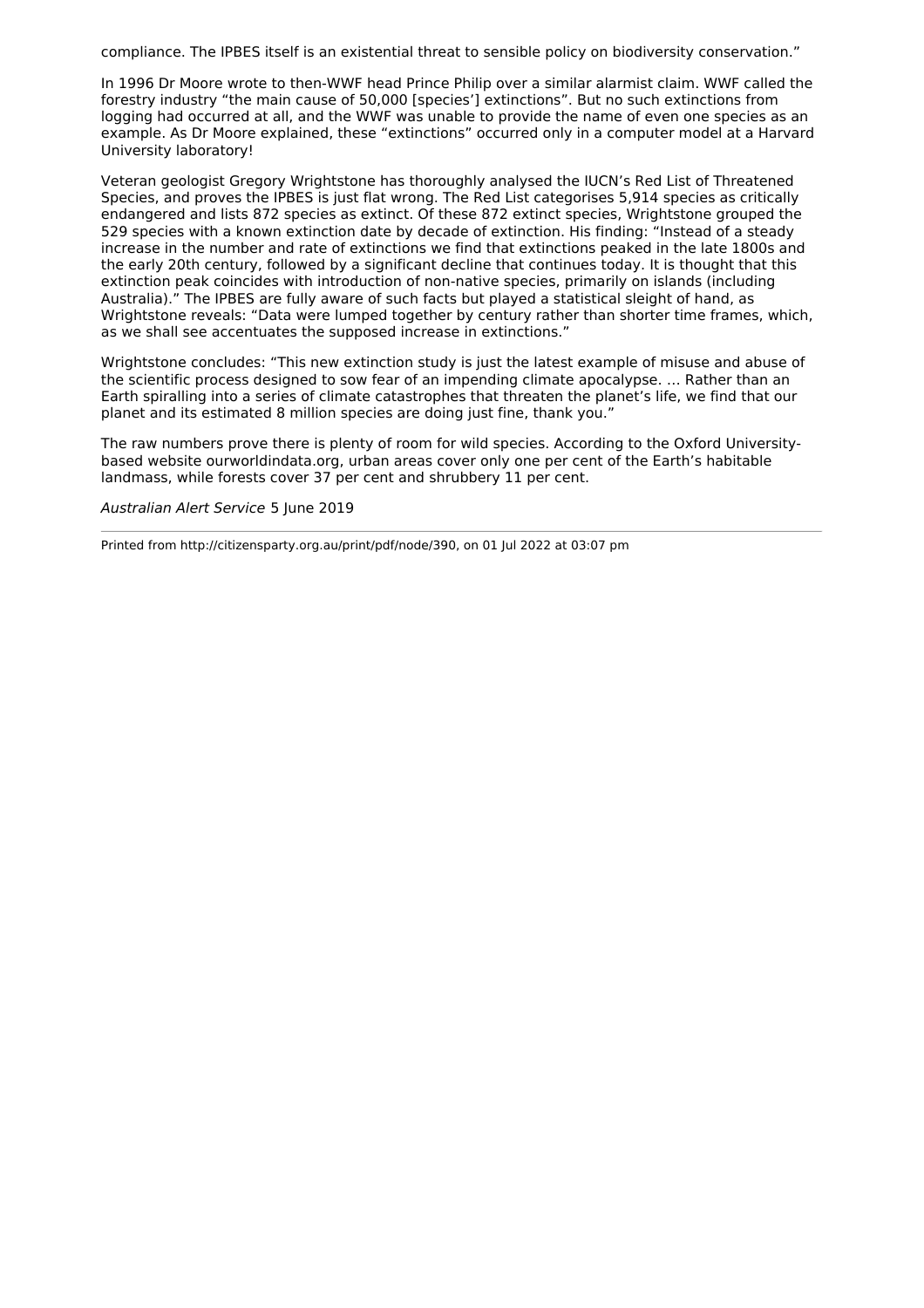compliance. The IPBES itself is an existential threat to sensible policy on biodiversity conservation."

In 1996 Dr Moore wrote to then-WWF head Prince Philip over a similar alarmist claim. WWF called the forestry industry "the main cause of 50,000 [species'] extinctions". But no such extinctions from logging had occurred at all, and the WWF was unable to provide the name of even one species as an example. As Dr Moore explained, these "extinctions" occurred only in a computer model at a Harvard University laboratory!

Veteran geologist Gregory Wrightstone has thoroughly analysed the IUCN's Red List of Threatened Species, and proves the IPBES is just flat wrong. The Red List categorises 5,914 species as critically endangered and lists 872 species as extinct. Of these 872 extinct species, Wrightstone grouped the 529 species with a known extinction date by decade of extinction. His finding: "Instead of a steady increase in the number and rate of extinctions we find that extinctions peaked in the late 1800s and the early 20th century, followed by a significant decline that continues today. It is thought that this extinction peak coincides with introduction of non-native species, primarily on islands (including Australia)." The IPBES are fully aware of such facts but played a statistical sleight of hand, as Wrightstone reveals: "Data were lumped together by century rather than shorter time frames, which, as we shall see accentuates the supposed increase in extinctions."

Wrightstone concludes: "This new extinction study is just the latest example of misuse and abuse of the scientific process designed to sow fear of an impending climate apocalypse. … Rather than an Earth spiralling into a series of climate catastrophes that threaten the planet's life, we find that our planet and its estimated 8 million species are doing just fine, thank you."

The raw numbers prove there is plenty of room for wild species. According to the Oxford University-based website ourworldindata.org, urban areas cover only one per cent of the Earth's habitable landmass, while forests cover 37 per cent and shrubbery 11 per cent.

*Australian Alert Service* 5 June 2019

---

Printed from http://citizensparty.org.au/print/pdf/node/390, on 01 Jul 2022 at 03:07 pm